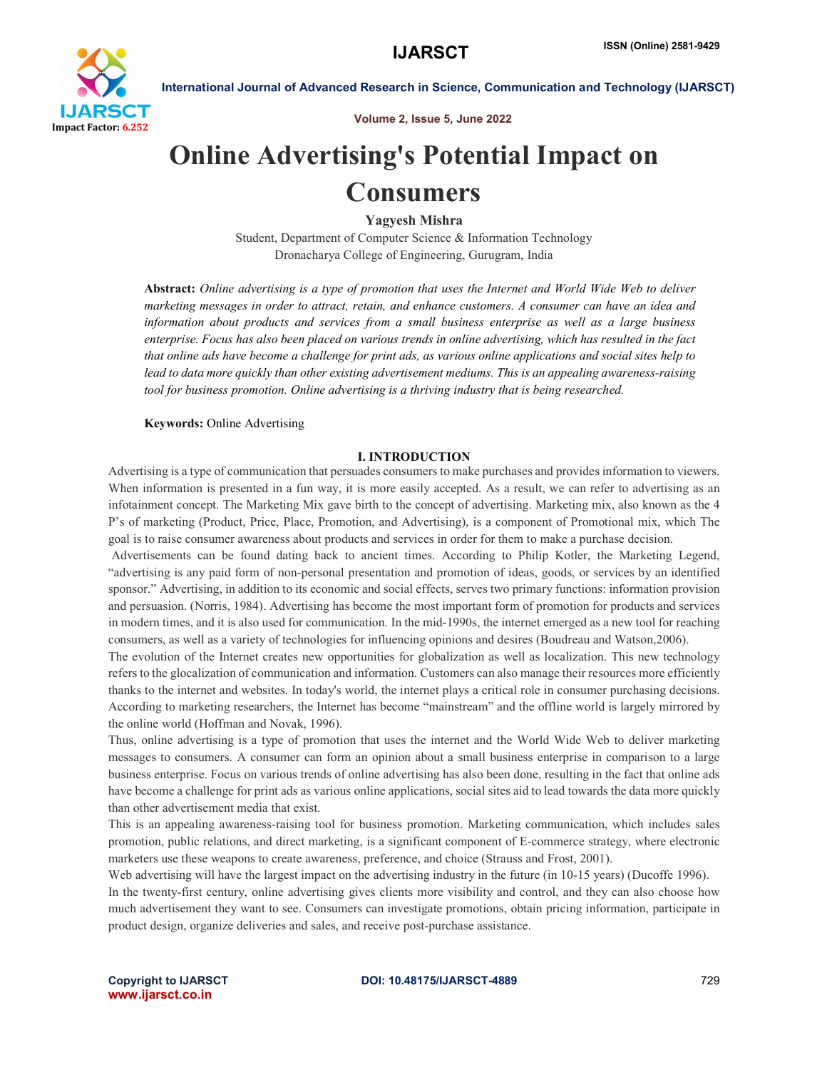# Online Advertising's Potential Impact on Consumers

**Yagyesh Mishra**

Student, Department of Computer Science & Information Technology
Dronacharya College of Engineering, Gurugram, India

**Abstract:** *Online advertising is a type of promotion that uses the Internet and World Wide Web to deliver marketing messages in order to attract, retain, and enhance customers. A consumer can have an idea and information about products and services from a small business enterprise as well as a large business enterprise. Focus has also been placed on various trends in online advertising, which has resulted in the fact that online ads have become a challenge for print ads, as various online applications and social sites help to lead to data more quickly than other existing advertisement mediums. This is an appealing awareness-raising tool for business promotion. Online advertising is a thriving industry that is being researched.*

**Keywords:** Online Advertising

## I. INTRODUCTION

Advertising is a type of communication that persuades consumers to make purchases and provides information to viewers. When information is presented in a fun way, it is more easily accepted. As a result, we can refer to advertising as an infotainment concept. The Marketing Mix gave birth to the concept of advertising. Marketing mix, also known as the 4 P's of marketing (Product, Price, Place, Promotion, and Advertising), is a component of Promotional mix, which The goal is to raise consumer awareness about products and services in order for them to make a purchase decision.

Advertisements can be found dating back to ancient times. According to Philip Kotler, the Marketing Legend, "advertising is any paid form of non-personal presentation and promotion of ideas, goods, or services by an identified sponsor." Advertising, in addition to its economic and social effects, serves two primary functions: information provision and persuasion. (Norris, 1984). Advertising has become the most important form of promotion for products and services in modern times, and it is also used for communication. In the mid-1990s, the internet emerged as a new tool for reaching consumers, as well as a variety of technologies for influencing opinions and desires (Boudreau and Watson,2006).

The evolution of the Internet creates new opportunities for globalization as well as localization. This new technology refers to the glocalization of communication and information. Customers can also manage their resources more efficiently thanks to the internet and websites. In today's world, the internet plays a critical role in consumer purchasing decisions. According to marketing researchers, the Internet has become "mainstream" and the offline world is largely mirrored by the online world (Hoffman and Novak, 1996).

Thus, online advertising is a type of promotion that uses the internet and the World Wide Web to deliver marketing messages to consumers. A consumer can form an opinion about a small business enterprise in comparison to a large business enterprise. Focus on various trends of online advertising has also been done, resulting in the fact that online ads have become a challenge for print ads as various online applications, social sites aid to lead towards the data more quickly than other advertisement media that exist.

This is an appealing awareness-raising tool for business promotion. Marketing communication, which includes sales promotion, public relations, and direct marketing, is a significant component of E-commerce strategy, where electronic marketers use these weapons to create awareness, preference, and choice (Strauss and Frost, 2001).

Web advertising will have the largest impact on the advertising industry in the future (in 10-15 years) (Ducoffe 1996).

In the twenty-first century, online advertising gives clients more visibility and control, and they can also choose how much advertisement they want to see. Consumers can investigate promotions, obtain pricing information, participate in product design, organize deliveries and sales, and receive post-purchase assistance.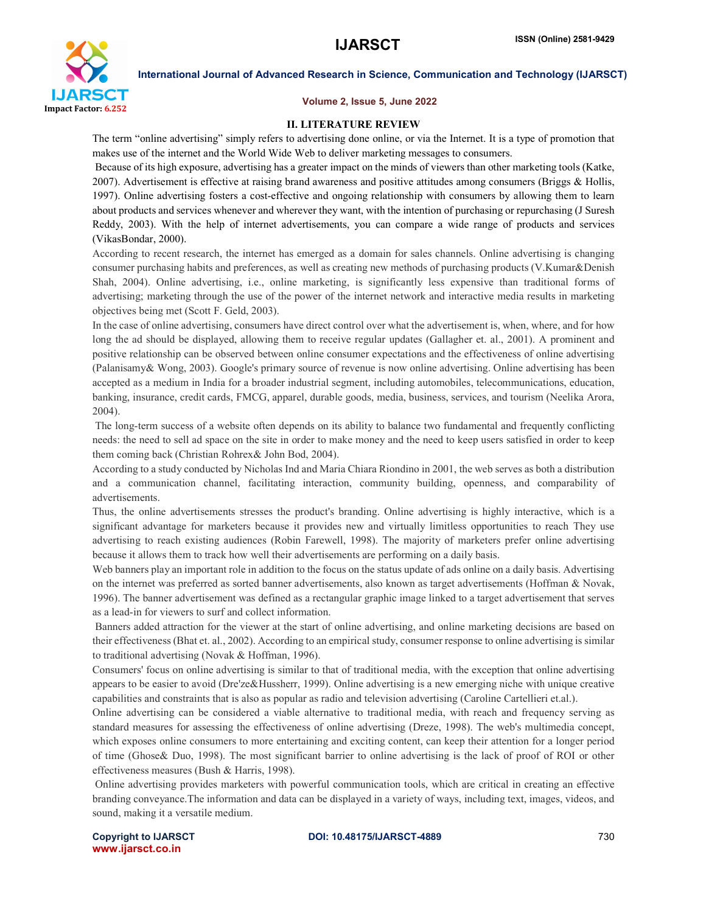## II. LITERATURE REVIEW

The term "online advertising" simply refers to advertising done online, or via the Internet. It is a type of promotion that makes use of the internet and the World Wide Web to deliver marketing messages to consumers.

Because of its high exposure, advertising has a greater impact on the minds of viewers than other marketing tools (Katke, 2007). Advertisement is effective at raising brand awareness and positive attitudes among consumers (Briggs & Hollis, 1997). Online advertising fosters a cost-effective and ongoing relationship with consumers by allowing them to learn about products and services whenever and wherever they want, with the intention of purchasing or repurchasing (J Suresh Reddy, 2003). With the help of internet advertisements, you can compare a wide range of products and services (VikasBondar, 2000).

According to recent research, the internet has emerged as a domain for sales channels. Online advertising is changing consumer purchasing habits and preferences, as well as creating new methods of purchasing products (V.Kumar&Denish Shah, 2004). Online advertising, i.e., online marketing, is significantly less expensive than traditional forms of advertising; marketing through the use of the power of the internet network and interactive media results in marketing objectives being met (Scott F. Geld, 2003).

In the case of online advertising, consumers have direct control over what the advertisement is, when, where, and for how long the ad should be displayed, allowing them to receive regular updates (Gallagher et. al., 2001). A prominent and positive relationship can be observed between online consumer expectations and the effectiveness of online advertising (Palanisamy& Wong, 2003). Google's primary source of revenue is now online advertising. Online advertising has been accepted as a medium in India for a broader industrial segment, including automobiles, telecommunications, education, banking, insurance, credit cards, FMCG, apparel, durable goods, media, business, services, and tourism (Neelika Arora, 2004).

The long-term success of a website often depends on its ability to balance two fundamental and frequently conflicting needs: the need to sell ad space on the site in order to make money and the need to keep users satisfied in order to keep them coming back (Christian Rohrex& John Bod, 2004).

According to a study conducted by Nicholas Ind and Maria Chiara Riondino in 2001, the web serves as both a distribution and a communication channel, facilitating interaction, community building, openness, and comparability of advertisements.

Thus, the online advertisements stresses the product's branding. Online advertising is highly interactive, which is a significant advantage for marketers because it provides new and virtually limitless opportunities to reach They use advertising to reach existing audiences (Robin Farewell, 1998). The majority of marketers prefer online advertising because it allows them to track how well their advertisements are performing on a daily basis.

Web banners play an important role in addition to the focus on the status update of ads online on a daily basis. Advertising on the internet was preferred as sorted banner advertisements, also known as target advertisements (Hoffman & Novak, 1996). The banner advertisement was defined as a rectangular graphic image linked to a target advertisement that serves as a lead-in for viewers to surf and collect information.

Banners added attraction for the viewer at the start of online advertising, and online marketing decisions are based on their effectiveness (Bhat et. al., 2002). According to an empirical study, consumer response to online advertising is similar to traditional advertising (Novak & Hoffman, 1996).

Consumers' focus on online advertising is similar to that of traditional media, with the exception that online advertising appears to be easier to avoid (Dre'ze&Hussherr, 1999). Online advertising is a new emerging niche with unique creative capabilities and constraints that is also as popular as radio and television advertising (Caroline Cartellieri et.al.).

Online advertising can be considered a viable alternative to traditional media, with reach and frequency serving as standard measures for assessing the effectiveness of online advertising (Dreze, 1998). The web's multimedia concept, which exposes online consumers to more entertaining and exciting content, can keep their attention for a longer period of time (Ghose& Duo, 1998). The most significant barrier to online advertising is the lack of proof of ROI or other effectiveness measures (Bush & Harris, 1998).

Online advertising provides marketers with powerful communication tools, which are critical in creating an effective branding conveyance.The information and data can be displayed in a variety of ways, including text, images, videos, and sound, making it a versatile medium.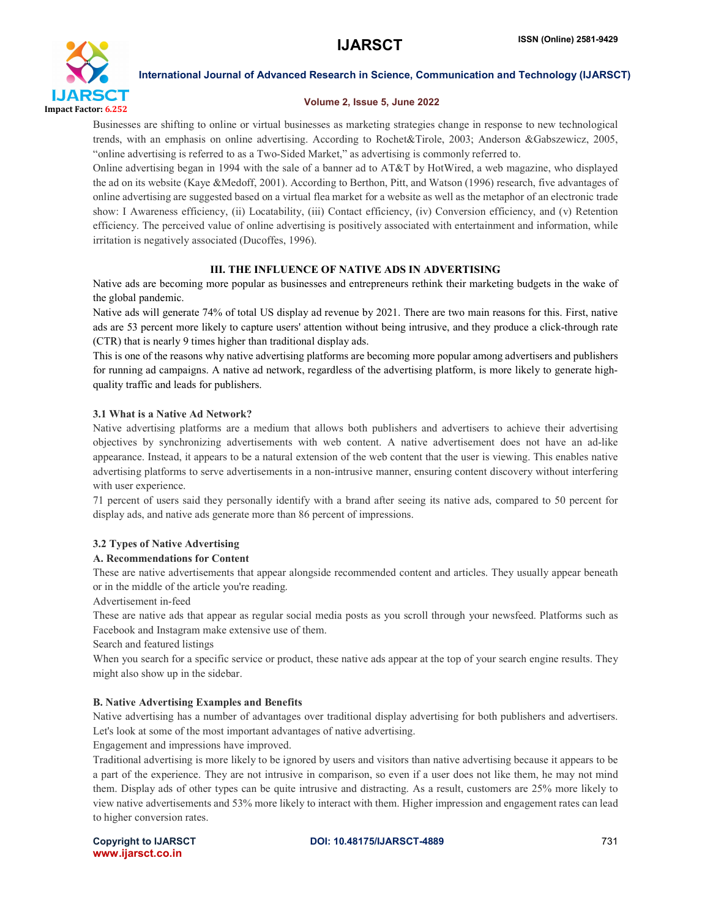Businesses are shifting to online or virtual businesses as marketing strategies change in response to new technological trends, with an emphasis on online advertising. According to Rochet&Tirole, 2003; Anderson &Gabszewicz, 2005, "online advertising is referred to as a Two-Sided Market," as advertising is commonly referred to.

Online advertising began in 1994 with the sale of a banner ad to AT&T by HotWired, a web magazine, who displayed the ad on its website (Kaye &Medoff, 2001). According to Berthon, Pitt, and Watson (1996) research, five advantages of online advertising are suggested based on a virtual flea market for a website as well as the metaphor of an electronic trade show: I Awareness efficiency, (ii) Locatability, (iii) Contact efficiency, (iv) Conversion efficiency, and (v) Retention efficiency. The perceived value of online advertising is positively associated with entertainment and information, while irritation is negatively associated (Ducoffes, 1996).

## III. THE INFLUENCE OF NATIVE ADS IN ADVERTISING

Native ads are becoming more popular as businesses and entrepreneurs rethink their marketing budgets in the wake of the global pandemic.

Native ads will generate 74% of total US display ad revenue by 2021. There are two main reasons for this. First, native ads are 53 percent more likely to capture users' attention without being intrusive, and they produce a click-through rate (CTR) that is nearly 9 times higher than traditional display ads.

This is one of the reasons why native advertising platforms are becoming more popular among advertisers and publishers for running ad campaigns. A native ad network, regardless of the advertising platform, is more likely to generate high-quality traffic and leads for publishers.

### 3.1 What is a Native Ad Network?

Native advertising platforms are a medium that allows both publishers and advertisers to achieve their advertising objectives by synchronizing advertisements with web content. A native advertisement does not have an ad-like appearance. Instead, it appears to be a natural extension of the web content that the user is viewing. This enables native advertising platforms to serve advertisements in a non-intrusive manner, ensuring content discovery without interfering with user experience.

71 percent of users said they personally identify with a brand after seeing its native ads, compared to 50 percent for display ads, and native ads generate more than 86 percent of impressions.

### 3.2 Types of Native Advertising

#### A. Recommendations for Content

These are native advertisements that appear alongside recommended content and articles. They usually appear beneath or in the middle of the article you're reading.

Advertisement in-feed

These are native ads that appear as regular social media posts as you scroll through your newsfeed. Platforms such as Facebook and Instagram make extensive use of them.

Search and featured listings

When you search for a specific service or product, these native ads appear at the top of your search engine results. They might also show up in the sidebar.

#### B. Native Advertising Examples and Benefits

Native advertising has a number of advantages over traditional display advertising for both publishers and advertisers. Let's look at some of the most important advantages of native advertising.

Engagement and impressions have improved.

Traditional advertising is more likely to be ignored by users and visitors than native advertising because it appears to be a part of the experience. They are not intrusive in comparison, so even if a user does not like them, he may not mind them. Display ads of other types can be quite intrusive and distracting. As a result, customers are 25% more likely to view native advertisements and 53% more likely to interact with them. Higher impression and engagement rates can lead to higher conversion rates.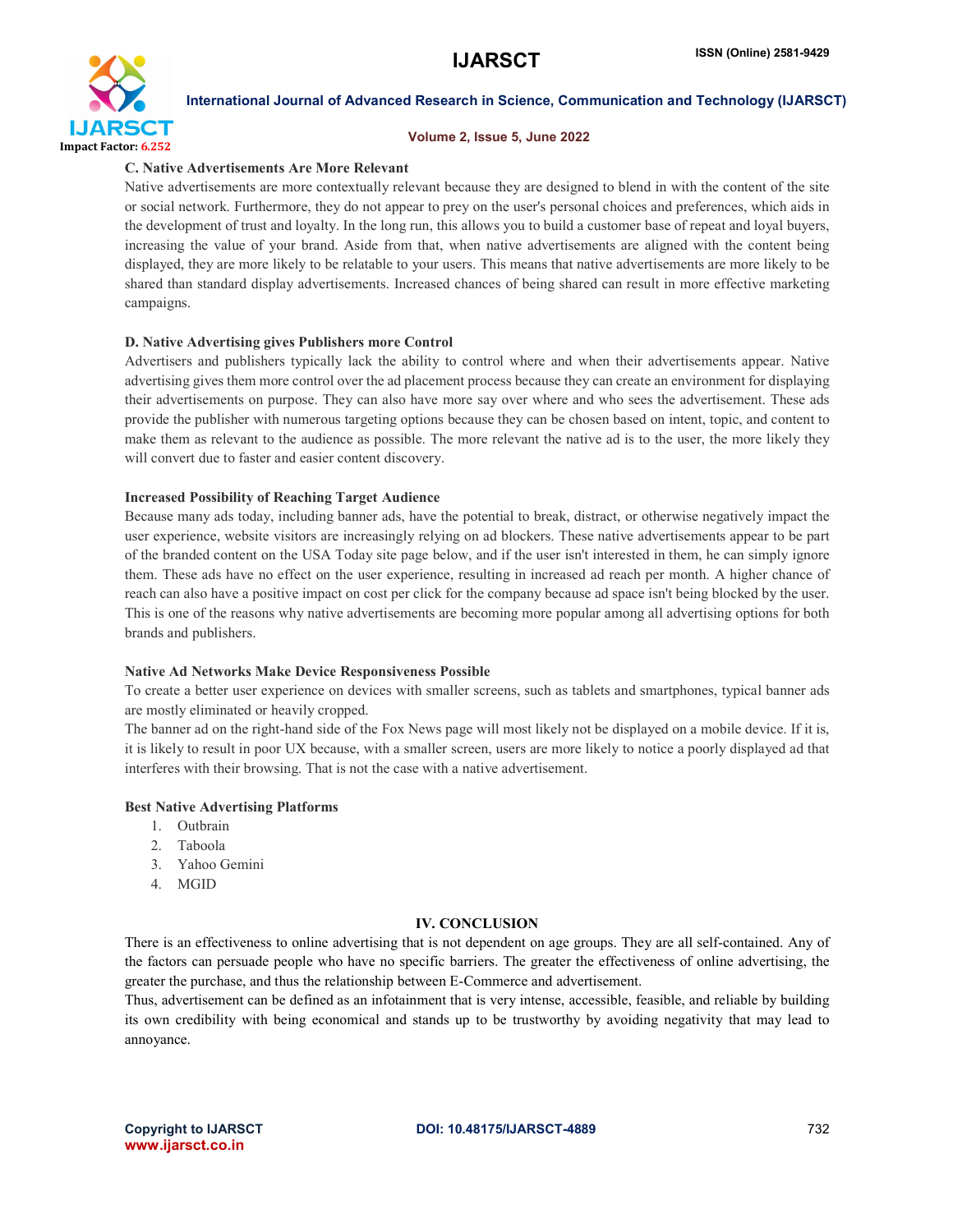### C. Native Advertisements Are More Relevant

Native advertisements are more contextually relevant because they are designed to blend in with the content of the site or social network. Furthermore, they do not appear to prey on the user's personal choices and preferences, which aids in the development of trust and loyalty. In the long run, this allows you to build a customer base of repeat and loyal buyers, increasing the value of your brand. Aside from that, when native advertisements are aligned with the content being displayed, they are more likely to be relatable to your users. This means that native advertisements are more likely to be shared than standard display advertisements. Increased chances of being shared can result in more effective marketing campaigns.

### D. Native Advertising gives Publishers more Control

Advertisers and publishers typically lack the ability to control where and when their advertisements appear. Native advertising gives them more control over the ad placement process because they can create an environment for displaying their advertisements on purpose. They can also have more say over where and who sees the advertisement. These ads provide the publisher with numerous targeting options because they can be chosen based on intent, topic, and content to make them as relevant to the audience as possible. The more relevant the native ad is to the user, the more likely they will convert due to faster and easier content discovery.

### Increased Possibility of Reaching Target Audience

Because many ads today, including banner ads, have the potential to break, distract, or otherwise negatively impact the user experience, website visitors are increasingly relying on ad blockers. These native advertisements appear to be part of the branded content on the USA Today site page below, and if the user isn't interested in them, he can simply ignore them. These ads have no effect on the user experience, resulting in increased ad reach per month. A higher chance of reach can also have a positive impact on cost per click for the company because ad space isn't being blocked by the user. This is one of the reasons why native advertisements are becoming more popular among all advertising options for both brands and publishers.

### Native Ad Networks Make Device Responsiveness Possible

To create a better user experience on devices with smaller screens, such as tablets and smartphones, typical banner ads are mostly eliminated or heavily cropped.

The banner ad on the right-hand side of the Fox News page will most likely not be displayed on a mobile device. If it is, it is likely to result in poor UX because, with a smaller screen, users are more likely to notice a poorly displayed ad that interferes with their browsing. That is not the case with a native advertisement.

### Best Native Advertising Platforms

1. Outbrain
2. Taboola
3. Yahoo Gemini
4. MGID

## IV. CONCLUSION

There is an effectiveness to online advertising that is not dependent on age groups. They are all self-contained. Any of the factors can persuade people who have no specific barriers. The greater the effectiveness of online advertising, the greater the purchase, and thus the relationship between E-Commerce and advertisement.

Thus, advertisement can be defined as an infotainment that is very intense, accessible, feasible, and reliable by building its own credibility with being economical and stands up to be trustworthy by avoiding negativity that may lead to annoyance.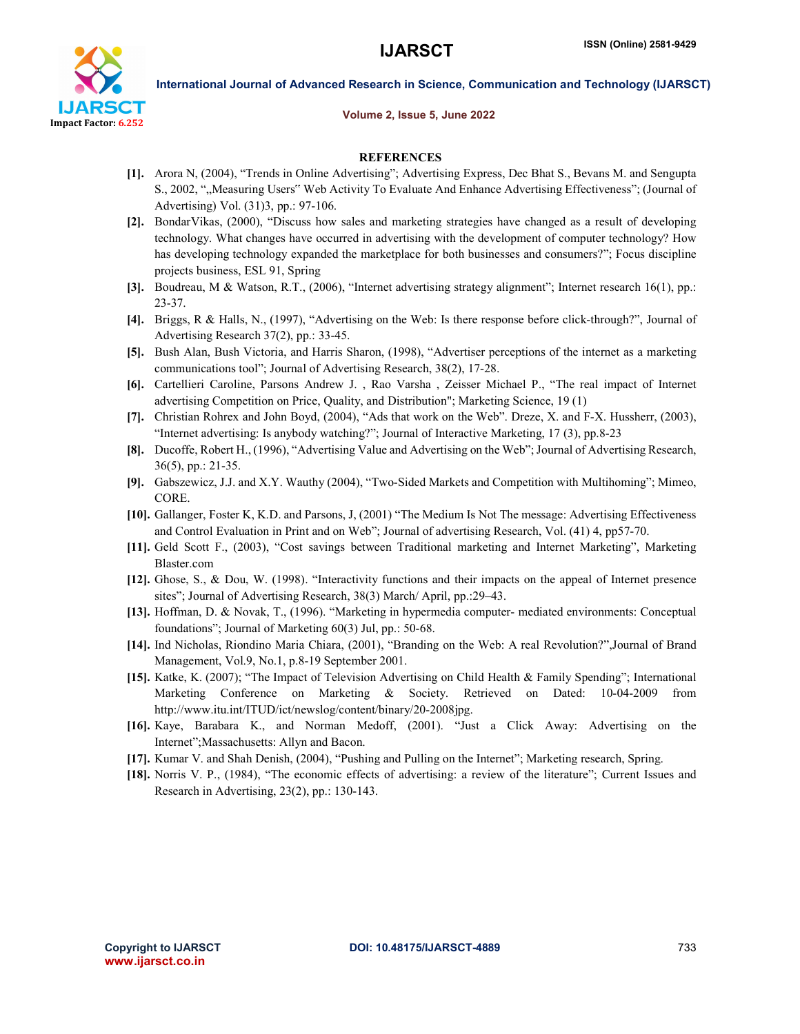## REFERENCES

[1]. Arora N, (2004), "Trends in Online Advertising"; Advertising Express, Dec Bhat S., Bevans M. and Sengupta S., 2002, "„Measuring Users" Web Activity To Evaluate And Enhance Advertising Effectiveness"; (Journal of Advertising) Vol. (31)3, pp.: 97-106.

[2]. BondarVikas, (2000), "Discuss how sales and marketing strategies have changed as a result of developing technology. What changes have occurred in advertising with the development of computer technology? How has developing technology expanded the marketplace for both businesses and consumers?"; Focus discipline projects business, ESL 91, Spring

[3]. Boudreau, M & Watson, R.T., (2006), "Internet advertising strategy alignment"; Internet research 16(1), pp.: 23-37.

[4]. Briggs, R & Halls, N., (1997), "Advertising on the Web: Is there response before click-through?", Journal of Advertising Research 37(2), pp.: 33-45.

[5]. Bush Alan, Bush Victoria, and Harris Sharon, (1998), "Advertiser perceptions of the internet as a marketing communications tool"; Journal of Advertising Research, 38(2), 17-28.

[6]. Cartellieri Caroline, Parsons Andrew J. , Rao Varsha , Zeisser Michael P., "The real impact of Internet advertising Competition on Price, Quality, and Distribution"; Marketing Science, 19 (1)

[7]. Christian Rohrex and John Boyd, (2004), "Ads that work on the Web". Dreze, X. and F-X. Hussherr, (2003), "Internet advertising: Is anybody watching?"; Journal of Interactive Marketing, 17 (3), pp.8-23

[8]. Ducoffe, Robert H., (1996), "Advertising Value and Advertising on the Web"; Journal of Advertising Research, 36(5), pp.: 21-35.

[9]. Gabszewicz, J.J. and X.Y. Wauthy (2004), "Two-Sided Markets and Competition with Multihoming"; Mimeo, CORE.

[10]. Gallanger, Foster K, K.D. and Parsons, J, (2001) "The Medium Is Not The message: Advertising Effectiveness and Control Evaluation in Print and on Web"; Journal of advertising Research, Vol. (41) 4, pp57-70.

[11]. Geld Scott F., (2003), "Cost savings between Traditional marketing and Internet Marketing", Marketing Blaster.com

[12]. Ghose, S., & Dou, W. (1998). "Interactivity functions and their impacts on the appeal of Internet presence sites"; Journal of Advertising Research, 38(3) March/ April, pp.:29–43.

[13]. Hoffman, D. & Novak, T., (1996). "Marketing in hypermedia computer- mediated environments: Conceptual foundations"; Journal of Marketing 60(3) Jul, pp.: 50-68.

[14]. Ind Nicholas, Riondino Maria Chiara, (2001), "Branding on the Web: A real Revolution?",Journal of Brand Management, Vol.9, No.1, p.8-19 September 2001.

[15]. Katke, K. (2007); "The Impact of Television Advertising on Child Health & Family Spending"; International Marketing Conference on Marketing & Society. Retrieved on Dated: 10-04-2009 from http://www.itu.int/ITUD/ict/newslog/content/binary/20-2008jpg.

[16]. Kaye, Barabara K., and Norman Medoff, (2001). "Just a Click Away: Advertising on the Internet";Massachusetts: Allyn and Bacon.

[17]. Kumar V. and Shah Denish, (2004), "Pushing and Pulling on the Internet"; Marketing research, Spring.

[18]. Norris V. P., (1984), "The economic effects of advertising: a review of the literature"; Current Issues and Research in Advertising, 23(2), pp.: 130-143.